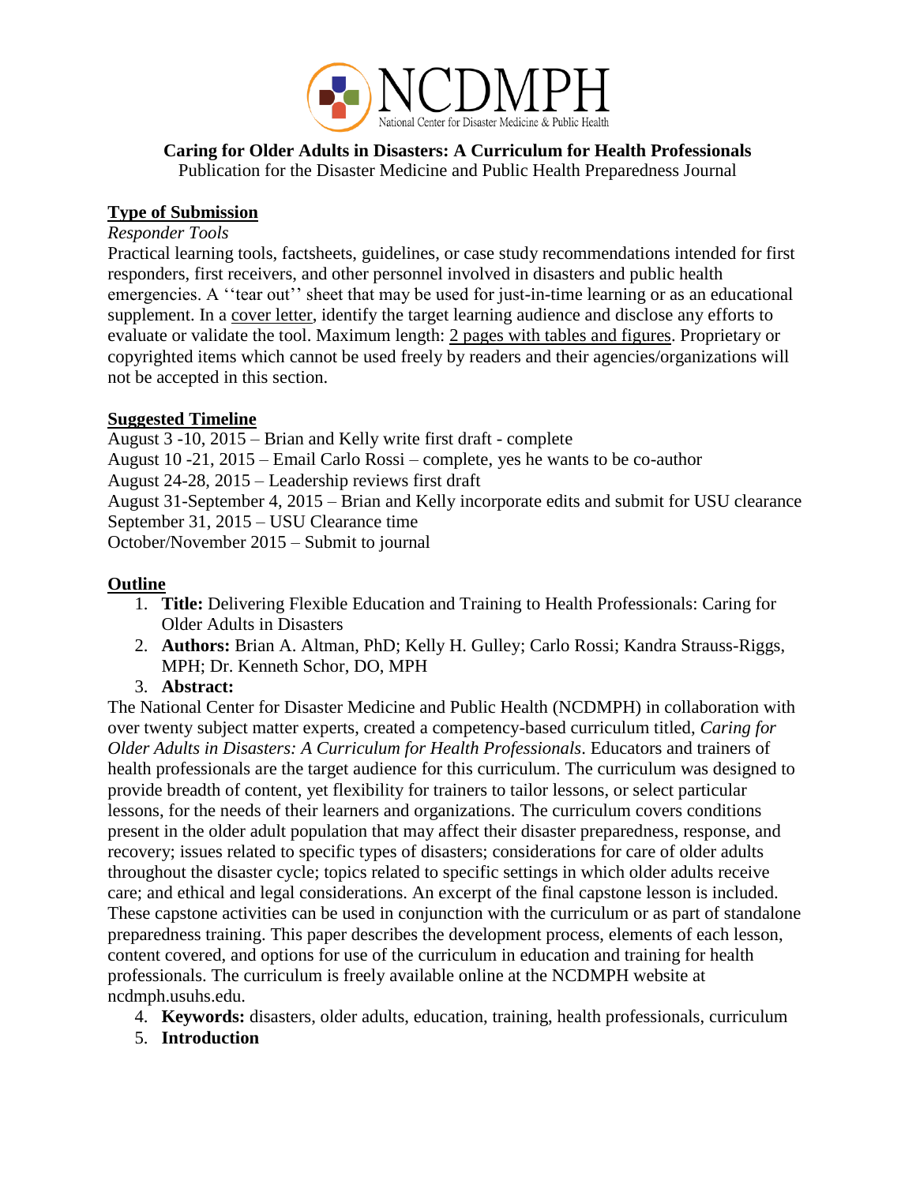NCDMPH

National Center for Disaster Medicine & Public Health

**Caring for Older Adults in Disasters: A Curriculum for Health Professionals**

Publication for the Disaster Medicine and Public Health Preparedness Journal

## Type of Submission

*Responder Tools*

Practical learning tools, factsheets, guidelines, or case study recommendations intended for first responders, first receivers, and other personnel involved in disasters and public health emergencies. A ''tear out'' sheet that may be used for just-in-time learning or as an educational supplement. In a cover letter, identify the target learning audience and disclose any efforts to evaluate or validate the tool. Maximum length: 2 pages with tables and figures. Proprietary or copyrighted items which cannot be used freely by readers and their agencies/organizations will not be accepted in this section.

## Suggested Timeline

August 3 -10, 2015 – Brian and Kelly write first draft - complete
August 10 -21, 2015 – Email Carlo Rossi – complete, yes he wants to be co-author
August 24-28, 2015 – Leadership reviews first draft
August 31-September 4, 2015 – Brian and Kelly incorporate edits and submit for USU clearance
September 31, 2015 – USU Clearance time
October/November 2015 – Submit to journal

## Outline

1. **Title:** Delivering Flexible Education and Training to Health Professionals: Caring for Older Adults in Disasters
2. **Authors:** Brian A. Altman, PhD; Kelly H. Gulley; Carlo Rossi; Kandra Strauss-Riggs, MPH; Dr. Kenneth Schor, DO, MPH
3. **Abstract:**

The National Center for Disaster Medicine and Public Health (NCDMPH) in collaboration with over twenty subject matter experts, created a competency-based curriculum titled, *Caring for Older Adults in Disasters: A Curriculum for Health Professionals*. Educators and trainers of health professionals are the target audience for this curriculum. The curriculum was designed to provide breadth of content, yet flexibility for trainers to tailor lessons, or select particular lessons, for the needs of their learners and organizations. The curriculum covers conditions present in the older adult population that may affect their disaster preparedness, response, and recovery; issues related to specific types of disasters; considerations for care of older adults throughout the disaster cycle; topics related to specific settings in which older adults receive care; and ethical and legal considerations. An excerpt of the final capstone lesson is included. These capstone activities can be used in conjunction with the curriculum or as part of standalone preparedness training. This paper describes the development process, elements of each lesson, content covered, and options for use of the curriculum in education and training for health professionals. The curriculum is freely available online at the NCDMPH website at ncdmph.usuhs.edu.

4. **Keywords:** disasters, older adults, education, training, health professionals, curriculum
5. **Introduction**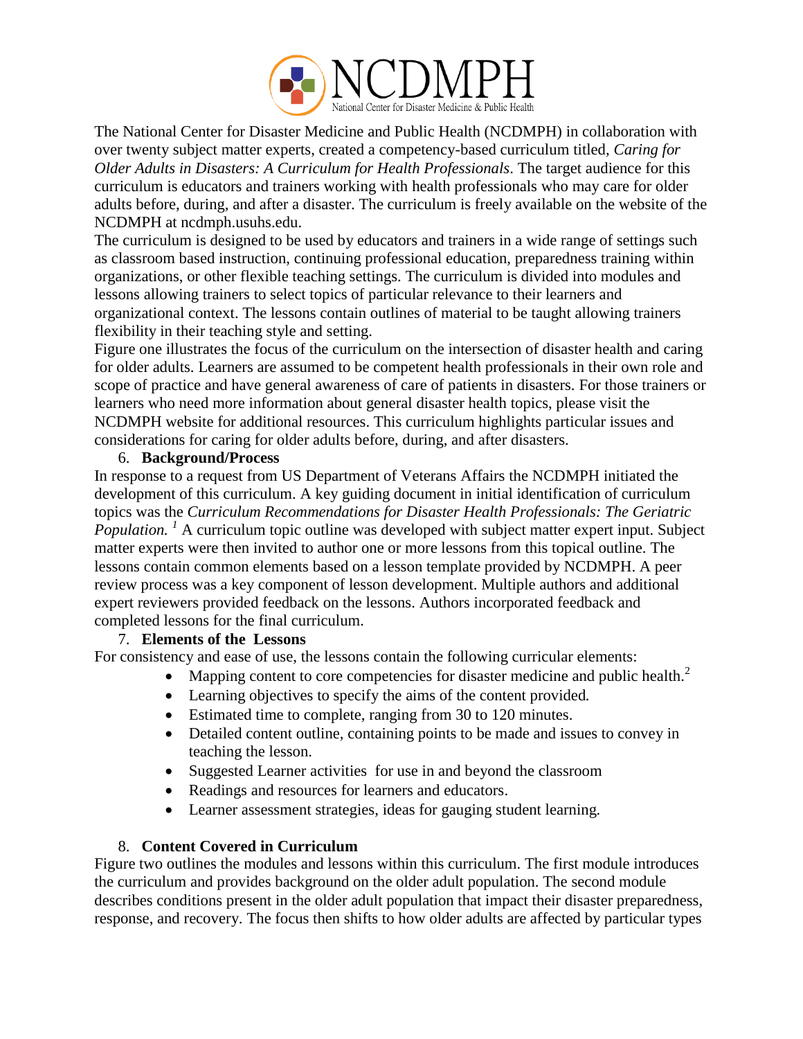The National Center for Disaster Medicine and Public Health (NCDMPH) in collaboration with over twenty subject matter experts, created a competency-based curriculum titled, *Caring for Older Adults in Disasters: A Curriculum for Health Professionals*. The target audience for this curriculum is educators and trainers working with health professionals who may care for older adults before, during, and after a disaster. The curriculum is freely available on the website of the NCDMPH at ncdmph.usuhs.edu.

The curriculum is designed to be used by educators and trainers in a wide range of settings such as classroom based instruction, continuing professional education, preparedness training within organizations, or other flexible teaching settings. The curriculum is divided into modules and lessons allowing trainers to select topics of particular relevance to their learners and organizational context. The lessons contain outlines of material to be taught allowing trainers flexibility in their teaching style and setting.

Figure one illustrates the focus of the curriculum on the intersection of disaster health and caring for older adults. Learners are assumed to be competent health professionals in their own role and scope of practice and have general awareness of care of patients in disasters. For those trainers or learners who need more information about general disaster health topics, please visit the NCDMPH website for additional resources. This curriculum highlights particular issues and considerations for caring for older adults before, during, and after disasters.

## 6. Background/Process

In response to a request from US Department of Veterans Affairs the NCDMPH initiated the development of this curriculum. A key guiding document in initial identification of curriculum topics was the *Curriculum Recommendations for Disaster Health Professionals: The Geriatric Population.* [1] A curriculum topic outline was developed with subject matter expert input. Subject matter experts were then invited to author one or more lessons from this topical outline. The lessons contain common elements based on a lesson template provided by NCDMPH. A peer review process was a key component of lesson development. Multiple authors and additional expert reviewers provided feedback on the lessons. Authors incorporated feedback and completed lessons for the final curriculum.

## 7. Elements of the Lessons

For consistency and ease of use, the lessons contain the following curricular elements:

- Mapping content to core competencies for disaster medicine and public health.[2]
- Learning objectives to specify the aims of the content provided.
- Estimated time to complete, ranging from 30 to 120 minutes.
- Detailed content outline, containing points to be made and issues to convey in teaching the lesson.
- Suggested Learner activities for use in and beyond the classroom
- Readings and resources for learners and educators.
- Learner assessment strategies, ideas for gauging student learning.

## 8. Content Covered in Curriculum

Figure two outlines the modules and lessons within this curriculum. The first module introduces the curriculum and provides background on the older adult population. The second module describes conditions present in the older adult population that impact their disaster preparedness, response, and recovery. The focus then shifts to how older adults are affected by particular types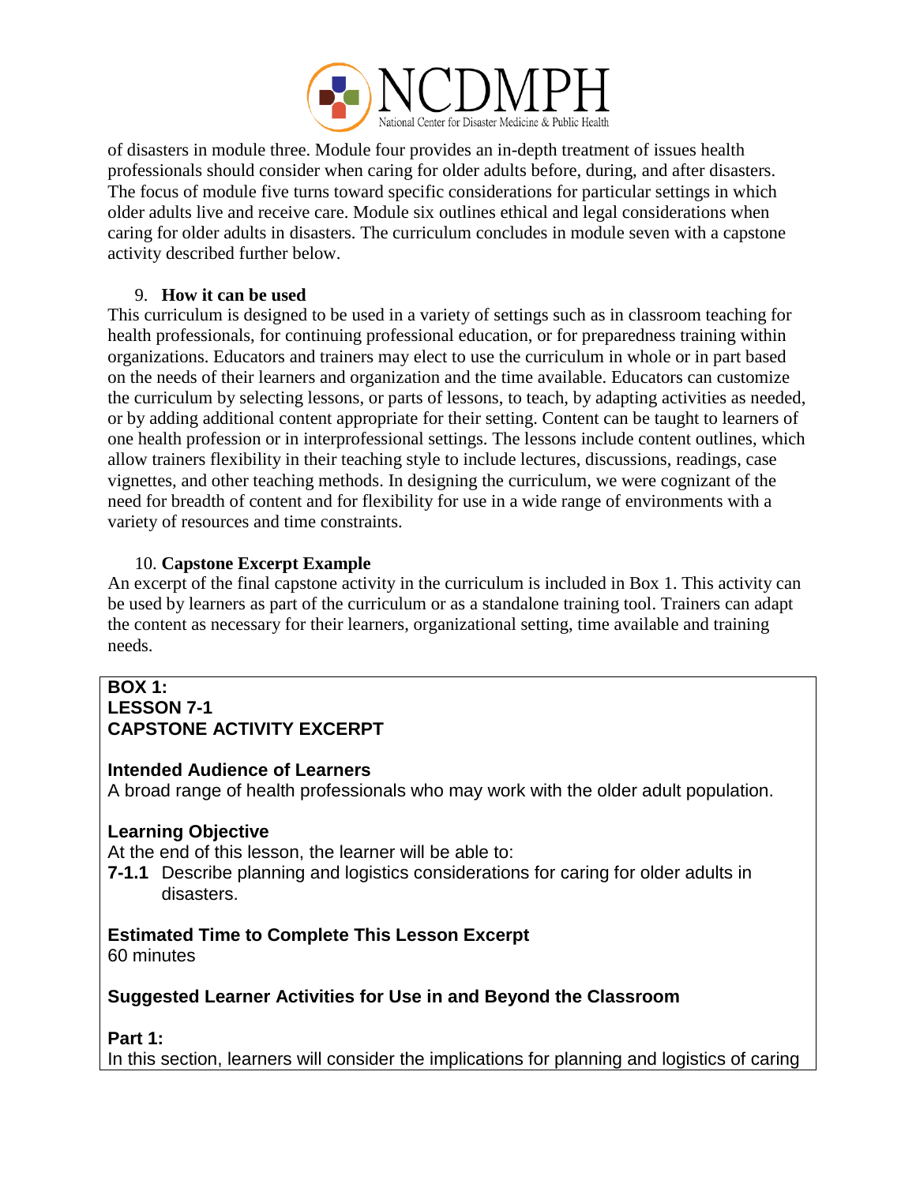of disasters in module three. Module four provides an in-depth treatment of issues health professionals should consider when caring for older adults before, during, and after disasters. The focus of module five turns toward specific considerations for particular settings in which older adults live and receive care. Module six outlines ethical and legal considerations when caring for older adults in disasters. The curriculum concludes in module seven with a capstone activity described further below.

9. **How it can be used**

This curriculum is designed to be used in a variety of settings such as in classroom teaching for health professionals, for continuing professional education, or for preparedness training within organizations. Educators and trainers may elect to use the curriculum in whole or in part based on the needs of their learners and organization and the time available. Educators can customize the curriculum by selecting lessons, or parts of lessons, to teach, by adapting activities as needed, or by adding additional content appropriate for their setting. Content can be taught to learners of one health profession or in interprofessional settings. The lessons include content outlines, which allow trainers flexibility in their teaching style to include lectures, discussions, readings, case vignettes, and other teaching methods. In designing the curriculum, we were cognizant of the need for breadth of content and for flexibility for use in a wide range of environments with a variety of resources and time constraints.

10. **Capstone Excerpt Example**

An excerpt of the final capstone activity in the curriculum is included in Box 1. This activity can be used by learners as part of the curriculum or as a standalone training tool. Trainers can adapt the content as necessary for their learners, organizational setting, time available and training needs.

**BOX 1:**
**LESSON 7-1**
**CAPSTONE ACTIVITY EXCERPT**

**Intended Audience of Learners**

A broad range of health professionals who may work with the older adult population.

**Learning Objective**

At the end of this lesson, the learner will be able to:

**7-1.1** Describe planning and logistics considerations for caring for older adults in disasters.

**Estimated Time to Complete This Lesson Excerpt**

60 minutes

**Suggested Learner Activities for Use in and Beyond the Classroom**

**Part 1:**

In this section, learners will consider the implications for planning and logistics of caring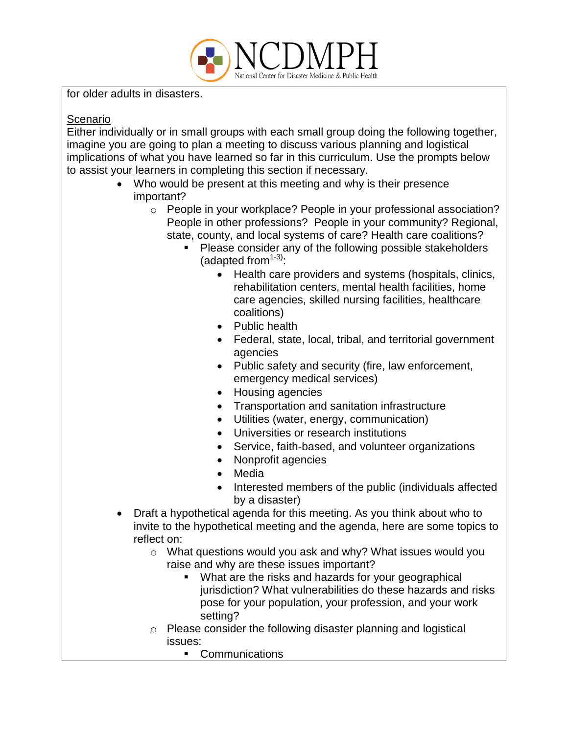for older adults in disasters.

Scenario

Either individually or in small groups with each small group doing the following together, imagine you are going to plan a meeting to discuss various planning and logistical implications of what you have learned so far in this curriculum. Use the prompts below to assist your learners in completing this section if necessary.

- Who would be present at this meeting and why is their presence important?
  - People in your workplace? People in your professional association? People in other professions? People in your community? Regional, state, county, and local systems of care? Health care coalitions?
    - Please consider any of the following possible stakeholders (adapted from[1-3]):
      - Health care providers and systems (hospitals, clinics, rehabilitation centers, mental health facilities, home care agencies, skilled nursing facilities, healthcare coalitions)
      - Public health
      - Federal, state, local, tribal, and territorial government agencies
      - Public safety and security (fire, law enforcement, emergency medical services)
      - Housing agencies
      - Transportation and sanitation infrastructure
      - Utilities (water, energy, communication)
      - Universities or research institutions
      - Service, faith-based, and volunteer organizations
      - Nonprofit agencies
      - Media
      - Interested members of the public (individuals affected by a disaster)
- Draft a hypothetical agenda for this meeting. As you think about who to invite to the hypothetical meeting and the agenda, here are some topics to reflect on:
  - What questions would you ask and why? What issues would you raise and why are these issues important?
    - What are the risks and hazards for your geographical jurisdiction? What vulnerabilities do these hazards and risks pose for your population, your profession, and your work setting?
  - Please consider the following disaster planning and logistical issues:
    - Communications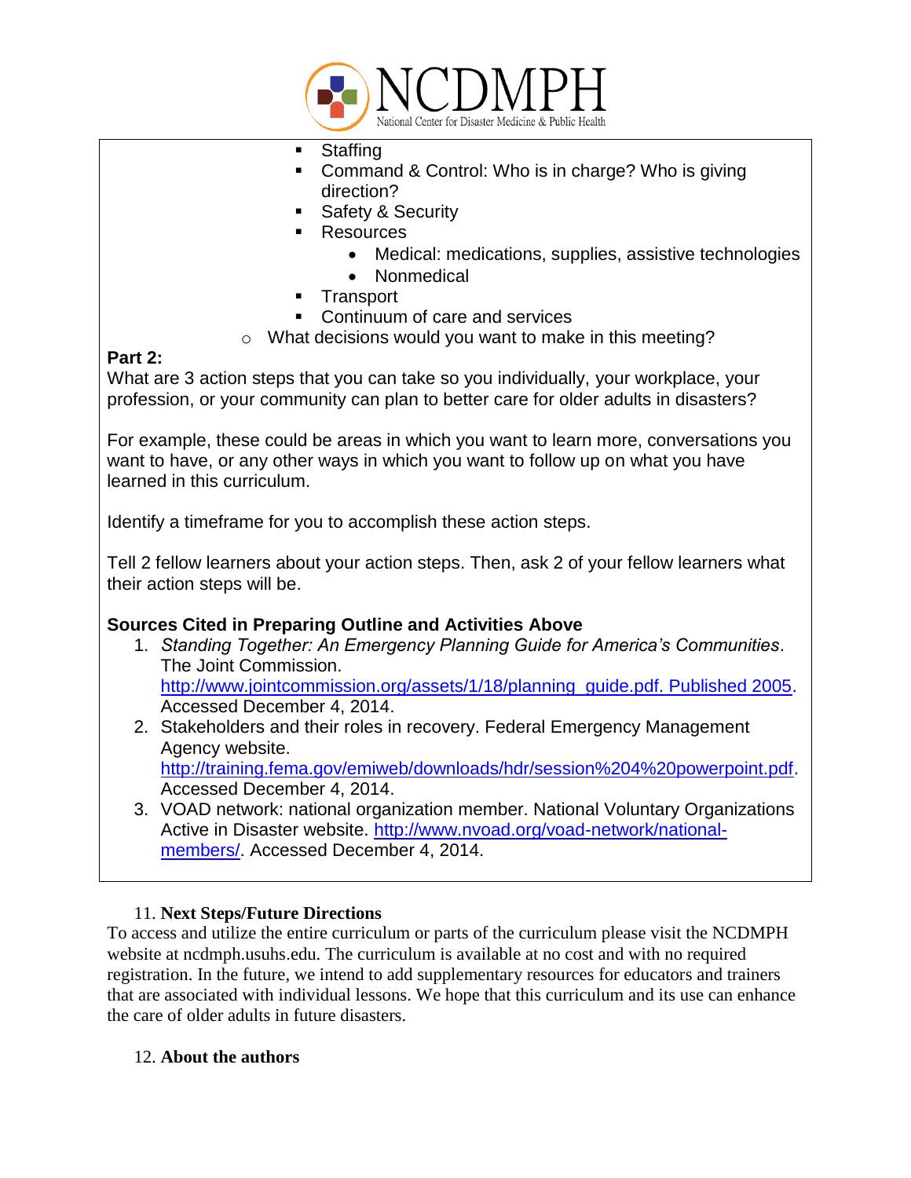- Staffing
    - Command & Control: Who is in charge? Who is giving direction?
    - Safety & Security
    - Resources
      - Medical: medications, supplies, assistive technologies
      - Nonmedical
    - Transport
    - Continuum of care and services
  - What decisions would you want to make in this meeting?

**Part 2:**

What are 3 action steps that you can take so you individually, your workplace, your profession, or your community can plan to better care for older adults in disasters?

For example, these could be areas in which you want to learn more, conversations you want to have, or any other ways in which you want to follow up on what you have learned in this curriculum.

Identify a timeframe for you to accomplish these action steps.

Tell 2 fellow learners about your action steps. Then, ask 2 of your fellow learners what their action steps will be.

**Sources Cited in Preparing Outline and Activities Above**

1. *Standing Together: An Emergency Planning Guide for America's Communities*. The Joint Commission. http://www.jointcommission.org/assets/1/18/planning_guide.pdf. Published 2005. Accessed December 4, 2014.
2. Stakeholders and their roles in recovery. Federal Emergency Management Agency website. http://training.fema.gov/emiweb/downloads/hdr/session%204%20powerpoint.pdf. Accessed December 4, 2014.
3. VOAD network: national organization member. National Voluntary Organizations Active in Disaster website. http://www.nvoad.org/voad-network/national-members/. Accessed December 4, 2014.

## 11. Next Steps/Future Directions

To access and utilize the entire curriculum or parts of the curriculum please visit the NCDMPH website at ncdmph.usuhs.edu. The curriculum is available at no cost and with no required registration. In the future, we intend to add supplementary resources for educators and trainers that are associated with individual lessons. We hope that this curriculum and its use can enhance the care of older adults in future disasters.

## 12. About the authors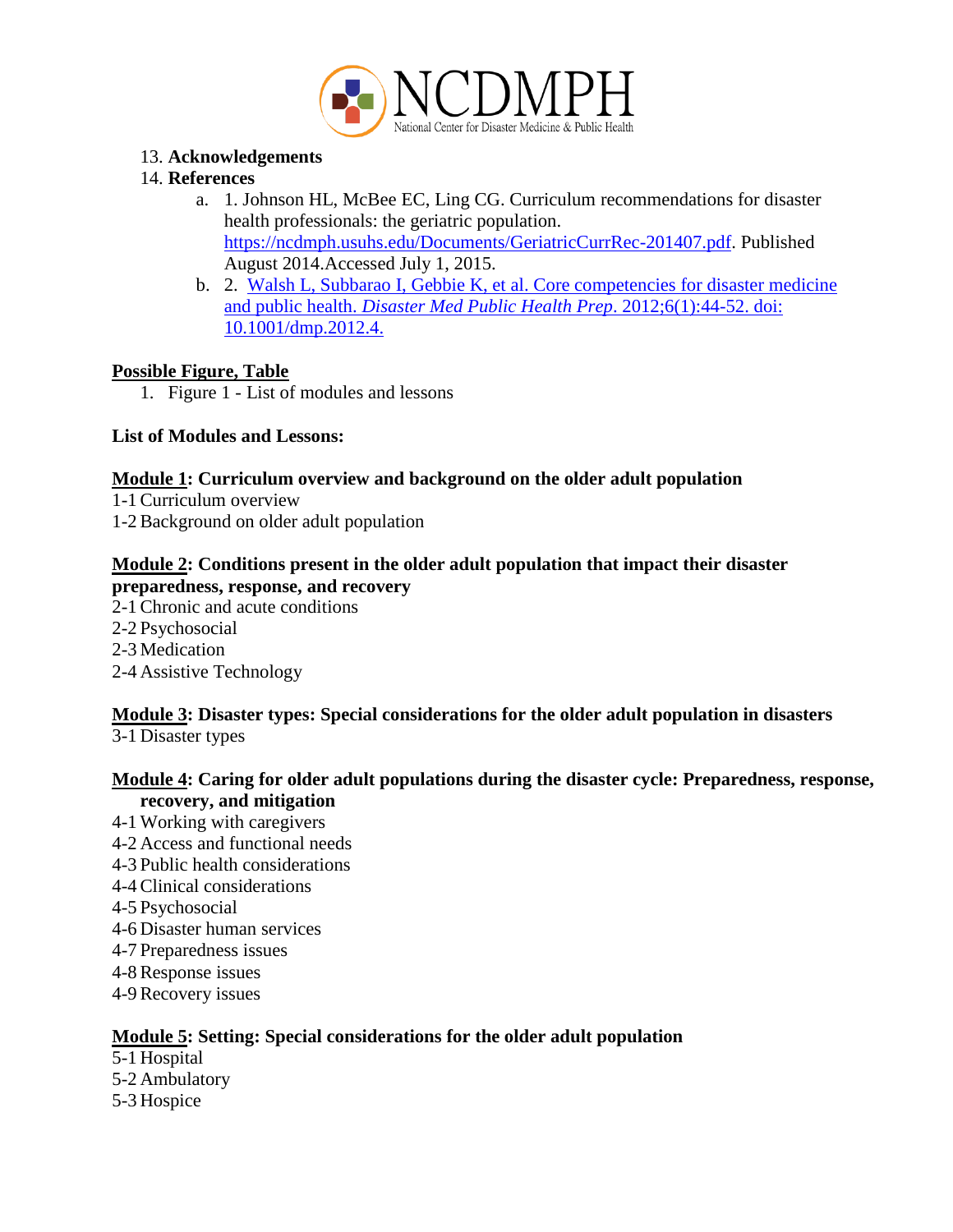13. **Acknowledgements**
14. **References**
    a. 1. Johnson HL, McBee EC, Ling CG. Curriculum recommendations for disaster health professionals: the geriatric population. https://ncdmph.usuhs.edu/Documents/GeriatricCurrRec-201407.pdf. Published August 2014.Accessed July 1, 2015.
    b. 2. Walsh L, Subbarao I, Gebbie K, et al. Core competencies for disaster medicine and public health. *Disaster Med Public Health Prep*. 2012;6(1):44-52. doi: 10.1001/dmp.2012.4.

**Possible Figure, Table**

1. Figure 1 - List of modules and lessons

**List of Modules and Lessons:**

**Module 1: Curriculum overview and background on the older adult population**

1-1 Curriculum overview
1-2 Background on older adult population

**Module 2: Conditions present in the older adult population that impact their disaster preparedness, response, and recovery**

2-1 Chronic and acute conditions
2-2 Psychosocial
2-3 Medication
2-4 Assistive Technology

**Module 3: Disaster types: Special considerations for the older adult population in disasters**

3-1 Disaster types

**Module 4: Caring for older adult populations during the disaster cycle: Preparedness, response, recovery, and mitigation**

4-1 Working with caregivers
4-2 Access and functional needs
4-3 Public health considerations
4-4 Clinical considerations
4-5 Psychosocial
4-6 Disaster human services
4-7 Preparedness issues
4-8 Response issues
4-9 Recovery issues

**Module 5: Setting: Special considerations for the older adult population**

5-1 Hospital
5-2 Ambulatory
5-3 Hospice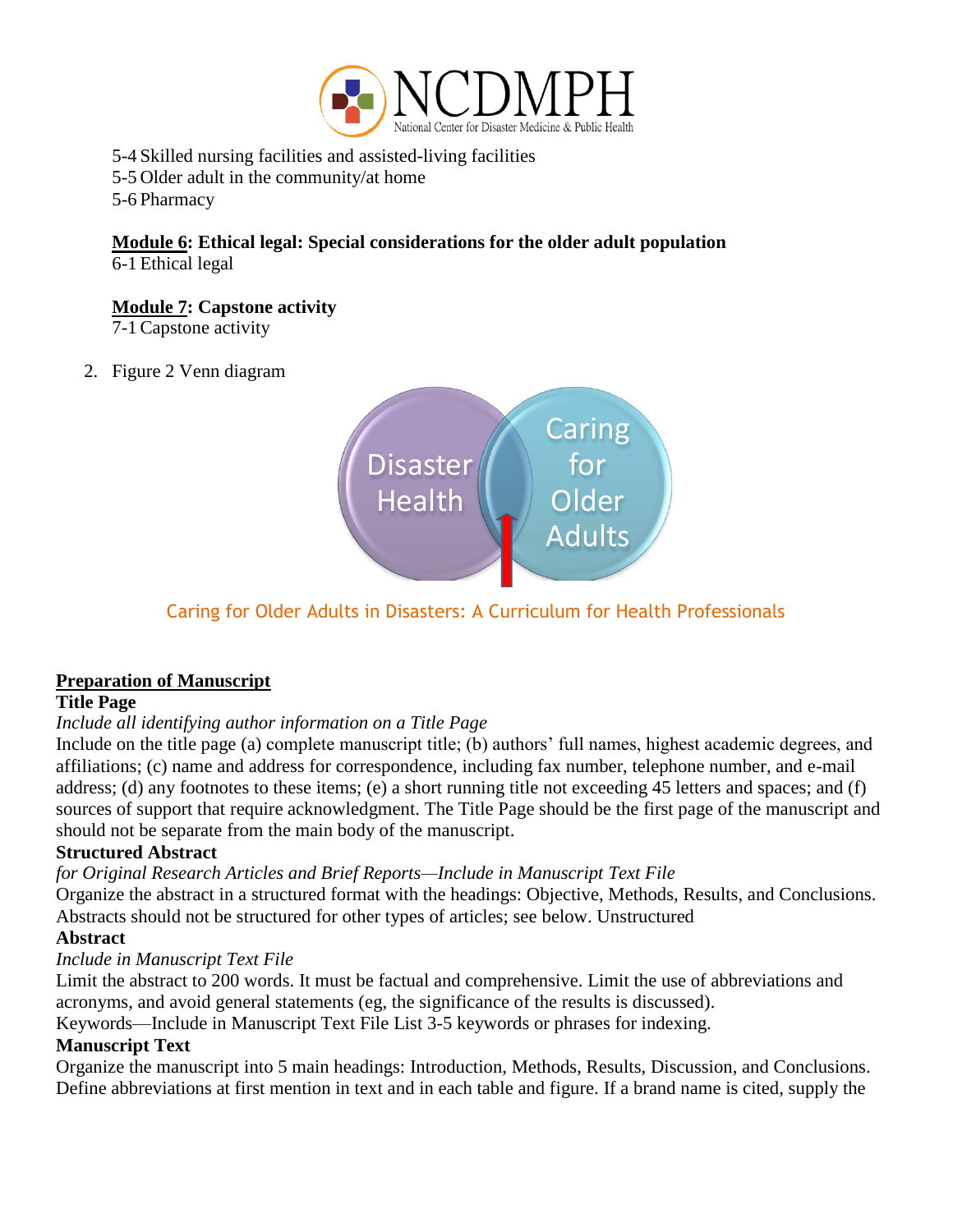5-4 Skilled nursing facilities and assisted-living facilities
5-5 Older adult in the community/at home
5-6 Pharmacy

**Module 6: Ethical legal: Special considerations for the older adult population**
6-1 Ethical legal

**Module 7: Capstone activity**
7-1 Capstone activity

2. Figure 2 Venn diagram

Disaster Health | Caring for Older Adults

Caring for Older Adults in Disasters: A Curriculum for Health Professionals

## Preparation of Manuscript

### Title Page

*Include all identifying author information on a Title Page*

Include on the title page (a) complete manuscript title; (b) authors' full names, highest academic degrees, and affiliations; (c) name and address for correspondence, including fax number, telephone number, and e-mail address; (d) any footnotes to these items; (e) a short running title not exceeding 45 letters and spaces; and (f) sources of support that require acknowledgment. The Title Page should be the first page of the manuscript and should not be separate from the main body of the manuscript.

### Structured Abstract

*for Original Research Articles and Brief Reports—Include in Manuscript Text File*

Organize the abstract in a structured format with the headings: Objective, Methods, Results, and Conclusions. Abstracts should not be structured for other types of articles; see below. Unstructured

### Abstract

*Include in Manuscript Text File*

Limit the abstract to 200 words. It must be factual and comprehensive. Limit the use of abbreviations and acronyms, and avoid general statements (eg, the significance of the results is discussed).

Keywords—Include in Manuscript Text File List 3-5 keywords or phrases for indexing.

### Manuscript Text

Organize the manuscript into 5 main headings: Introduction, Methods, Results, Discussion, and Conclusions. Define abbreviations at first mention in text and in each table and figure. If a brand name is cited, supply the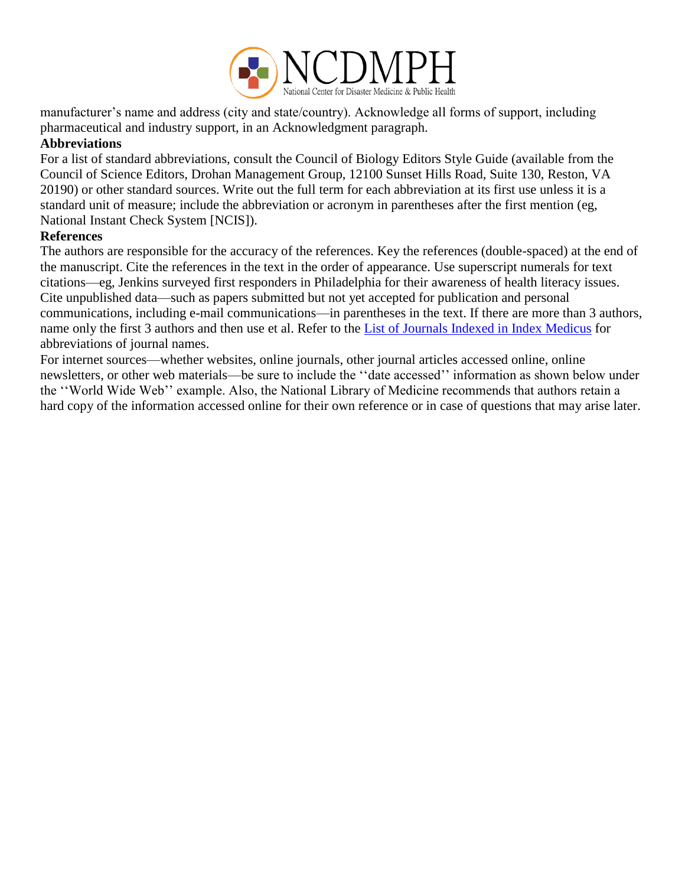manufacturer's name and address (city and state/country). Acknowledge all forms of support, including pharmaceutical and industry support, in an Acknowledgment paragraph.

**Abbreviations**

For a list of standard abbreviations, consult the Council of Biology Editors Style Guide (available from the Council of Science Editors, Drohan Management Group, 12100 Sunset Hills Road, Suite 130, Reston, VA 20190) or other standard sources. Write out the full term for each abbreviation at its first use unless it is a standard unit of measure; include the abbreviation or acronym in parentheses after the first mention (eg, National Instant Check System [NCIS]).

**References**

The authors are responsible for the accuracy of the references. Key the references (double-spaced) at the end of the manuscript. Cite the references in the text in the order of appearance. Use superscript numerals for text citations—eg, Jenkins surveyed first responders in Philadelphia for their awareness of health literacy issues. Cite unpublished data—such as papers submitted but not yet accepted for publication and personal communications, including e-mail communications—in parentheses in the text. If there are more than 3 authors, name only the first 3 authors and then use et al. Refer to the List of Journals Indexed in Index Medicus for abbreviations of journal names.

For internet sources—whether websites, online journals, other journal articles accessed online, online newsletters, or other web materials—be sure to include the ''date accessed'' information as shown below under the ''World Wide Web'' example. Also, the National Library of Medicine recommends that authors retain a hard copy of the information accessed online for their own reference or in case of questions that may arise later.